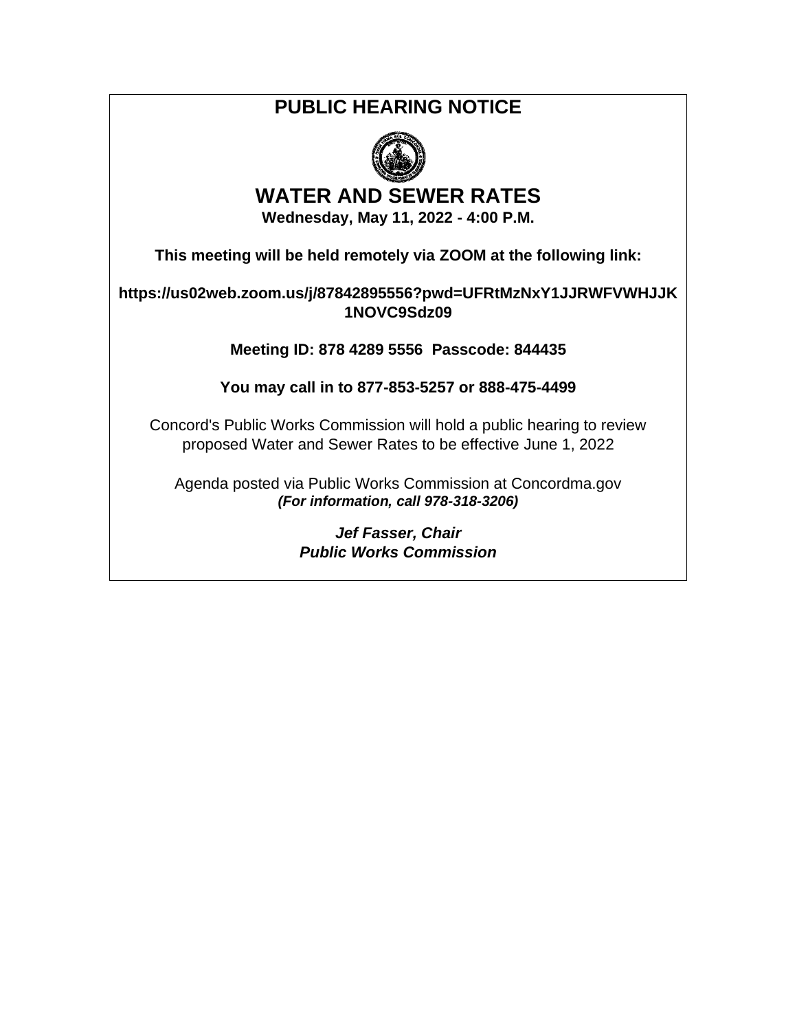# PUBLIC HEARING NOTICE

## WATER AND SEWER RATES

**Wednesday, May 11, 2022 - 4:00 P.M.**

**This meeting will be held remotely via ZOOM at the following link:**

**https://us02web.zoom.us/j/87842895556?pwd=UFRtMzNxY1JJRWFVWHJJK1NOVC9Sdz09**

**Meeting ID: 878 4289 5556  Passcode: 844435**

**You may call in to 877-853-5257 or 888-475-4499**

Concord's Public Works Commission will hold a public hearing to review proposed Water and Sewer Rates to be effective June 1, 2022

Agenda posted via Public Works Commission at Concordma.gov
***(For information, call 978-318-3206)***

***Jef Fasser, Chair***
***Public Works Commission***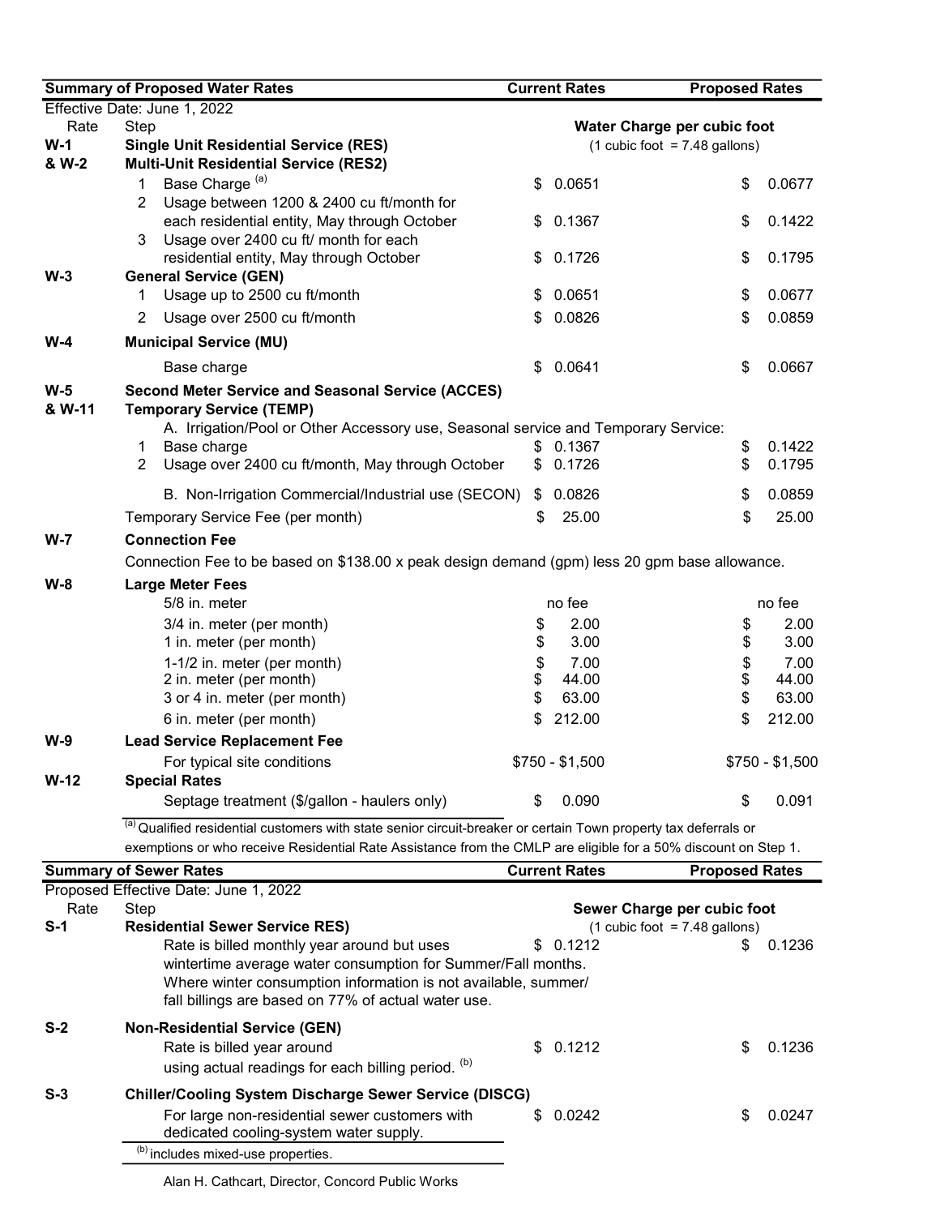| Summary of Proposed Water Rates | | Current Rates | Proposed Rates |
|---|---|---|---|
| Effective Date: June 1, 2022 | | | |
| Rate | Step | Water Charge per cubic foot (1 cubic foot = 7.48 gallons) | |
| **W-1 & W-2** | **Single Unit Residential Service (RES)** **Multi-Unit Residential Service (RES2)** | | |
| | 1 Base Charge [a] | $ 0.0651 | $ 0.0677 |
| | 2 Usage between 1200 & 2400 cu ft/month for each residential entity, May through October | $ 0.1367 | $ 0.1422 |
| | 3 Usage over 2400 cu ft/ month for each residential entity, May through October | $ 0.1726 | $ 0.1795 |
| **W-3** | **General Service (GEN)** | | |
| | 1 Usage up to 2500 cu ft/month | $ 0.0651 | $ 0.0677 |
| | 2 Usage over 2500 cu ft/month | $ 0.0826 | $ 0.0859 |
| **W-4** | **Municipal Service (MU)** | | |
| | Base charge | $ 0.0641 | $ 0.0667 |
| **W-5 & W-11** | **Second Meter Service and Seasonal Service (ACCES)** **Temporary Service (TEMP)** | | |
| | A. Irrigation/Pool or Other Accessory use, Seasonal service and Temporary Service: | | |
| | 1 Base charge | $ 0.1367 | $ 0.1422 |
| | 2 Usage over 2400 cu ft/month, May through October | $ 0.1726 | $ 0.1795 |
| | B. Non-Irrigation Commercial/Industrial use (SECON) | $ 0.0826 | $ 0.0859 |
| | Temporary Service Fee (per month) | $ 25.00 | $ 25.00 |
| **W-7** | **Connection Fee** | | |
| | Connection Fee to be based on $138.00 x peak design demand (gpm) less 20 gpm base allowance. | | |
| **W-8** | **Large Meter Fees** | | |
| | 5/8 in. meter | no fee | no fee |
| | 3/4 in. meter (per month) | $ 2.00 | $ 2.00 |
| | 1 in. meter (per month) | $ 3.00 | $ 3.00 |
| | 1-1/2 in. meter (per month) | $ 7.00 | $ 7.00 |
| | 2 in. meter (per month) | $ 44.00 | $ 44.00 |
| | 3 or 4 in. meter (per month) | $ 63.00 | $ 63.00 |
| | 6 in. meter (per month) | $ 212.00 | $ 212.00 |
| **W-9** | **Lead Service Replacement Fee** | | |
| | For typical site conditions | $750 - $1,500 | $750 - $1,500 |
| **W-12** | **Special Rates** | | |
| | Septage treatment ($/gallon - haulers only) | $ 0.090 | $ 0.091 |

[a] Qualified residential customers with state senior circuit-breaker or certain Town property tax deferrals or exemptions or who receive Residential Rate Assistance from the CMLP are eligible for a 50% discount on Step 1.

| Summary of Sewer Rates | | Current Rates | Proposed Rates |
|---|---|---|---|
| Proposed Effective Date: June 1, 2022 | | | |
| Rate | Step | Sewer Charge per cubic foot (1 cubic foot = 7.48 gallons) | |
| **S-1** | **Residential Sewer Service RES)** | | |
| | Rate is billed monthly year around but uses wintertime average water consumption for Summer/Fall months. Where winter consumption information is not available, summer/ fall billings are based on 77% of actual water use. | $ 0.1212 | $ 0.1236 |
| **S-2** | **Non-Residential Service (GEN)** | | |
| | Rate is billed year around using actual readings for each billing period. [b] | $ 0.1212 | $ 0.1236 |
| **S-3** | **Chiller/Cooling System Discharge Sewer Service (DISCG)** | | |
| | For large non-residential sewer customers with dedicated cooling-system water supply. | $ 0.0242 | $ 0.0247 |

[b] includes mixed-use properties.

Alan H. Cathcart, Director, Concord Public Works